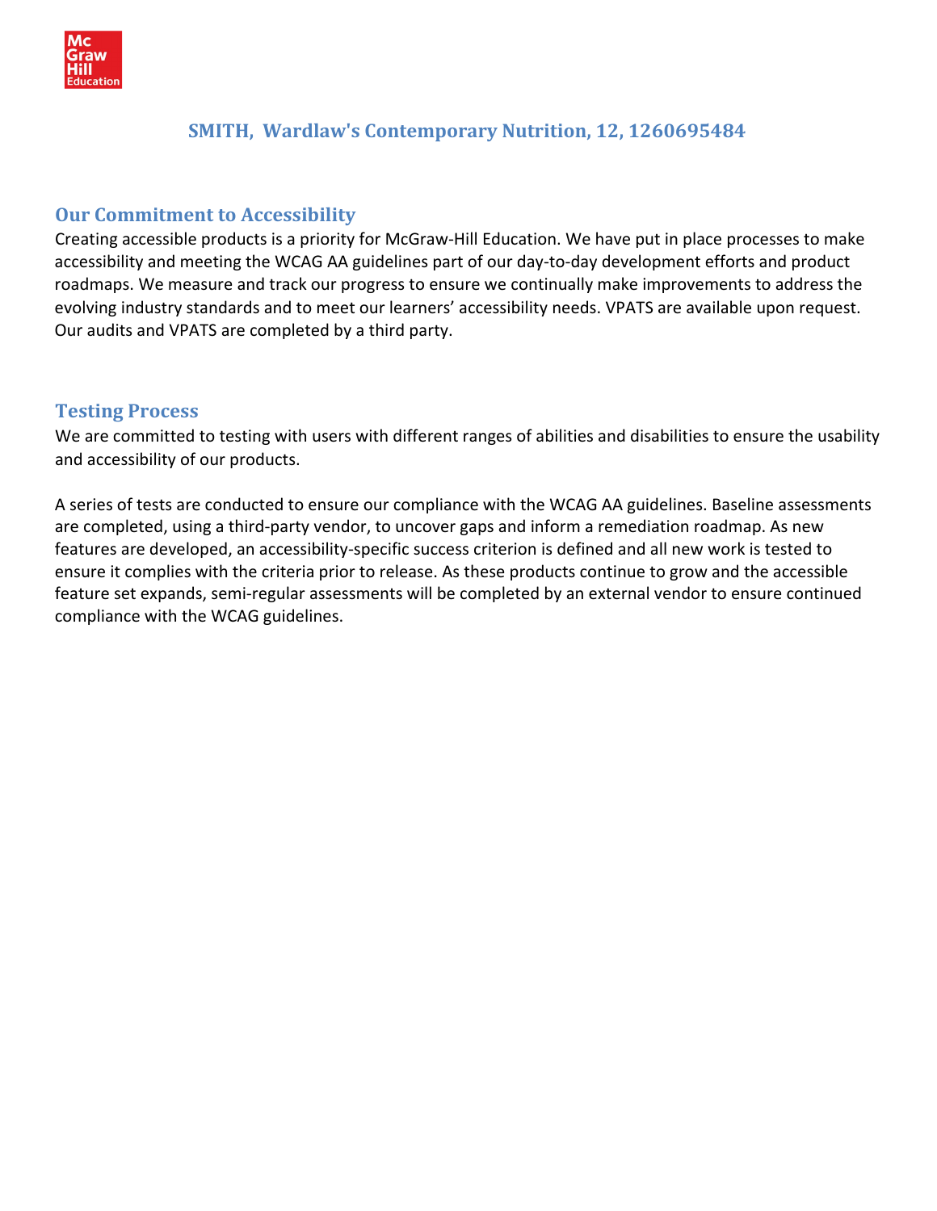# SMITH, Wardlaw's Contemporary Nutrition, 12, 1260695484

## Our Commitment to Accessibility

Creating accessible products is a priority for McGraw-Hill Education. We have put in place processes to make accessibility and meeting the WCAG AA guidelines part of our day-to-day development efforts and product roadmaps. We measure and track our progress to ensure we continually make improvements to address the evolving industry standards and to meet our learners' accessibility needs. VPATS are available upon request. Our audits and VPATS are completed by a third party.

## Testing Process

We are committed to testing with users with different ranges of abilities and disabilities to ensure the usability and accessibility of our products.

A series of tests are conducted to ensure our compliance with the WCAG AA guidelines. Baseline assessments are completed, using a third-party vendor, to uncover gaps and inform a remediation roadmap. As new features are developed, an accessibility-specific success criterion is defined and all new work is tested to ensure it complies with the criteria prior to release. As these products continue to grow and the accessible feature set expands, semi-regular assessments will be completed by an external vendor to ensure continued compliance with the WCAG guidelines.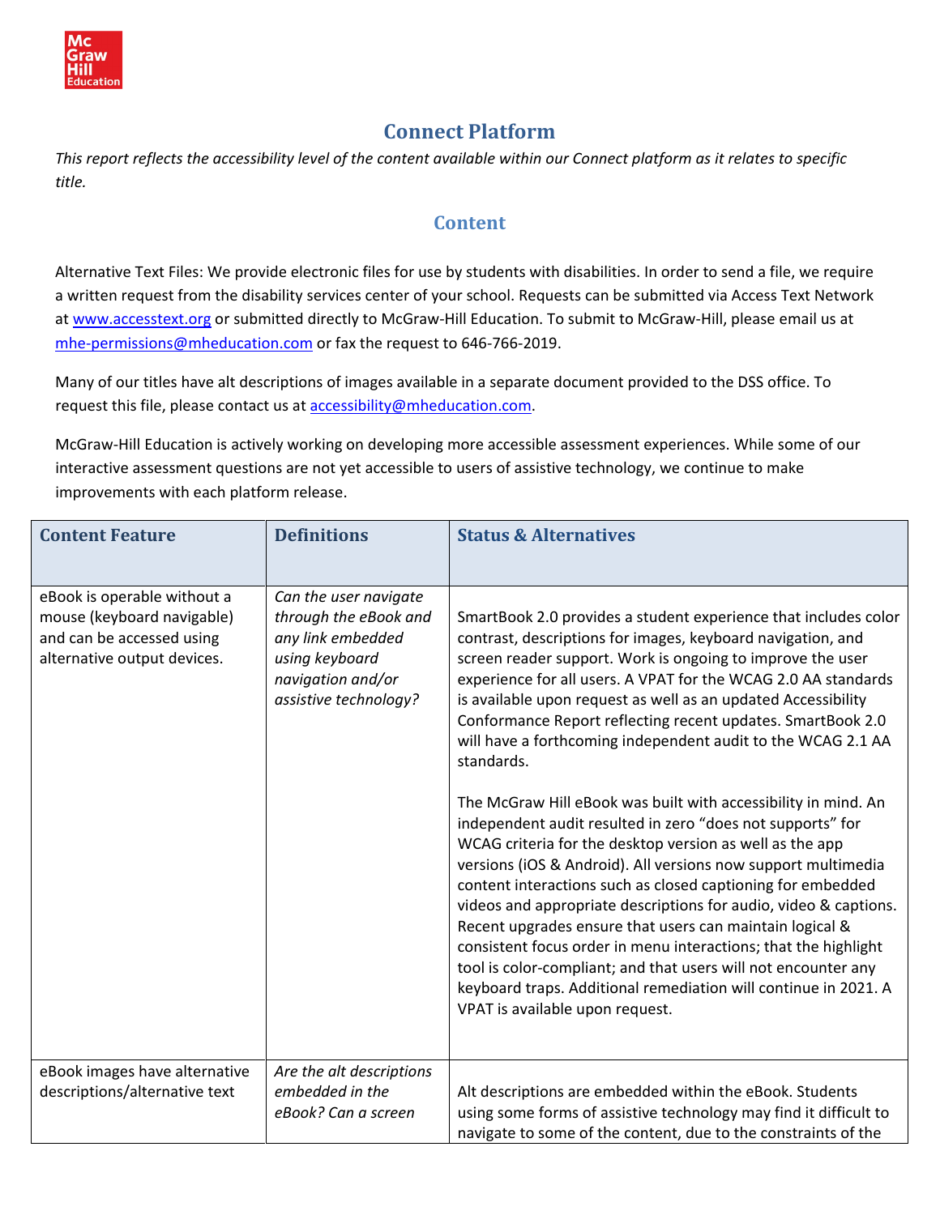## Connect Platform

*This report reflects the accessibility level of the content available within our Connect platform as it relates to specific title.*

### Content

Alternative Text Files: We provide electronic files for use by students with disabilities. In order to send a file, we require a written request from the disability services center of your school. Requests can be submitted via Access Text Network at www.accesstext.org or submitted directly to McGraw-Hill Education. To submit to McGraw-Hill, please email us at mhe-permissions@mheducation.com or fax the request to 646-766-2019.

Many of our titles have alt descriptions of images available in a separate document provided to the DSS office. To request this file, please contact us at accessibility@mheducation.com.

McGraw-Hill Education is actively working on developing more accessible assessment experiences. While some of our interactive assessment questions are not yet accessible to users of assistive technology, we continue to make improvements with each platform release.

| Content Feature | Definitions | Status & Alternatives |
| --- | --- | --- |
| eBook is operable without a mouse (keyboard navigable) and can be accessed using alternative output devices. | *Can the user navigate through the eBook and any link embedded using keyboard navigation and/or assistive technology?* | SmartBook 2.0 provides a student experience that includes color contrast, descriptions for images, keyboard navigation, and screen reader support. Work is ongoing to improve the user experience for all users. A VPAT for the WCAG 2.0 AA standards is available upon request as well as an updated Accessibility Conformance Report reflecting recent updates. SmartBook 2.0 will have a forthcoming independent audit to the WCAG 2.1 AA standards.<br><br>The McGraw Hill eBook was built with accessibility in mind. An independent audit resulted in zero "does not supports" for WCAG criteria for the desktop version as well as the app versions (iOS & Android). All versions now support multimedia content interactions such as closed captioning for embedded videos and appropriate descriptions for audio, video & captions. Recent upgrades ensure that users can maintain logical & consistent focus order in menu interactions; that the highlight tool is color-compliant; and that users will not encounter any keyboard traps. Additional remediation will continue in 2021. A VPAT is available upon request. |
| eBook images have alternative descriptions/alternative text | *Are the alt descriptions embedded in the eBook? Can a screen* | Alt descriptions are embedded within the eBook. Students using some forms of assistive technology may find it difficult to navigate to some of the content, due to the constraints of the |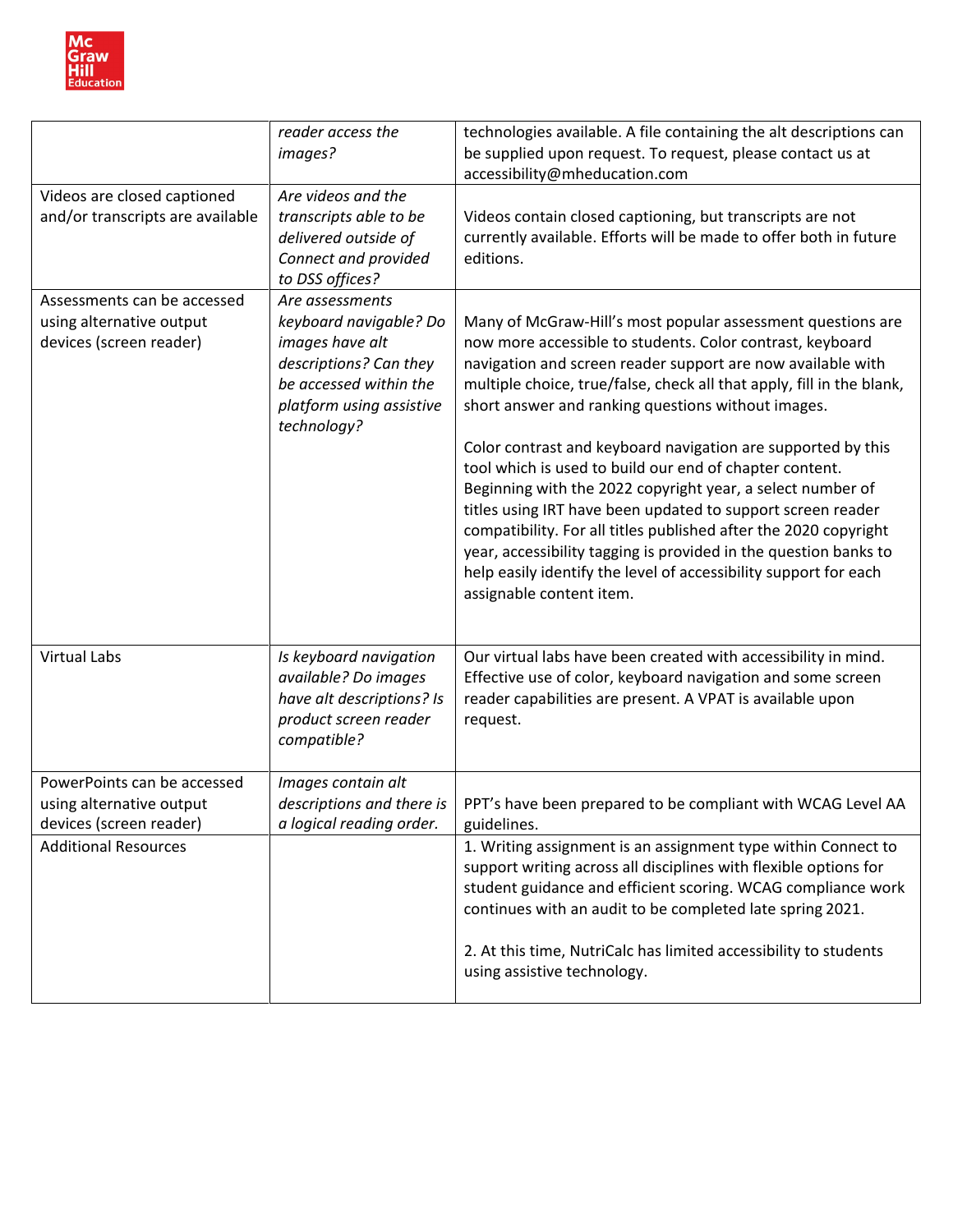|  |  |  |
|---|---|---|
|  | *reader access the images?* | technologies available. A file containing the alt descriptions can be supplied upon request. To request, please contact us at accessibility@mheducation.com |
| Videos are closed captioned and/or transcripts are available | *Are videos and the transcripts able to be delivered outside of Connect and provided to DSS offices?* | Videos contain closed captioning, but transcripts are not currently available. Efforts will be made to offer both in future editions. |
| Assessments can be accessed using alternative output devices (screen reader) | *Are assessments keyboard navigable? Do images have alt descriptions? Can they be accessed within the platform using assistive technology?* | Many of McGraw-Hill's most popular assessment questions are now more accessible to students. Color contrast, keyboard navigation and screen reader support are now available with multiple choice, true/false, check all that apply, fill in the blank, short answer and ranking questions without images.<br><br>Color contrast and keyboard navigation are supported by this tool which is used to build our end of chapter content. Beginning with the 2022 copyright year, a select number of titles using IRT have been updated to support screen reader compatibility. For all titles published after the 2020 copyright year, accessibility tagging is provided in the question banks to help easily identify the level of accessibility support for each assignable content item. |
| Virtual Labs | *Is keyboard navigation available? Do images have alt descriptions? Is product screen reader compatible?* | Our virtual labs have been created with accessibility in mind. Effective use of color, keyboard navigation and some screen reader capabilities are present. A VPAT is available upon request. |
| PowerPoints can be accessed using alternative output devices (screen reader) | *Images contain alt descriptions and there is a logical reading order.* | PPT's have been prepared to be compliant with WCAG Level AA guidelines. |
| Additional Resources |  | 1. Writing assignment is an assignment type within Connect to support writing across all disciplines with flexible options for student guidance and efficient scoring. WCAG compliance work continues with an audit to be completed late spring 2021.<br><br>2. At this time, NutriCalc has limited accessibility to students using assistive technology. |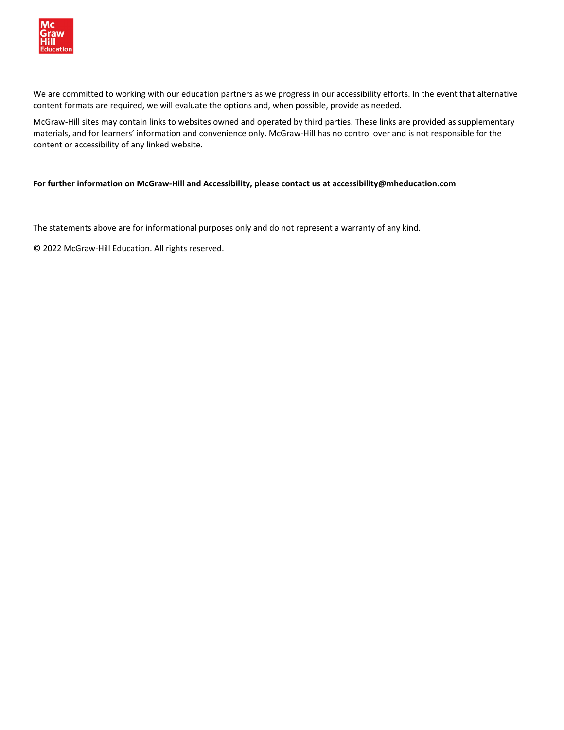We are committed to working with our education partners as we progress in our accessibility efforts. In the event that alternative content formats are required, we will evaluate the options and, when possible, provide as needed.

McGraw-Hill sites may contain links to websites owned and operated by third parties. These links are provided as supplementary materials, and for learners' information and convenience only. McGraw-Hill has no control over and is not responsible for the content or accessibility of any linked website.

**For further information on McGraw-Hill and Accessibility, please contact us at accessibility@mheducation.com**

The statements above are for informational purposes only and do not represent a warranty of any kind.

© 2022 McGraw-Hill Education. All rights reserved.